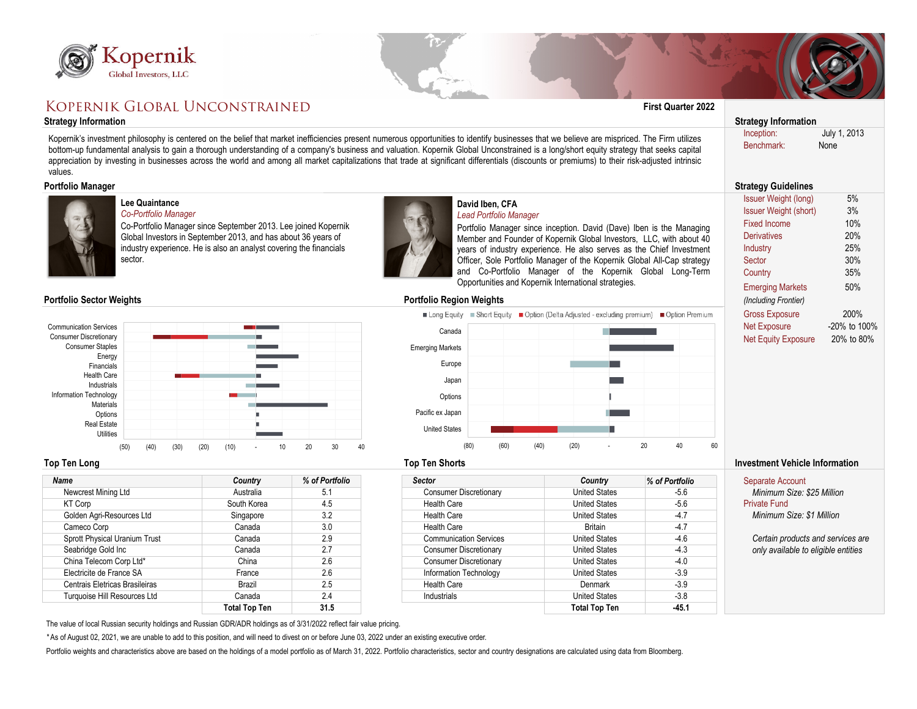# KOPERNIK GLOBAL UNCONSTRAINED

**First Quarter 2022**

## Strategy Information

Kopernik's investment philosophy is centered on the belief that market inefficiencies present numerous opportunities to identify businesses that we believe are mispriced. The Firm utilizes bottom-up fundamental analysis to gain a thorough understanding of a company's business and valuation. Kopernik Global Unconstrained is a long/short equity strategy that seeks capital appreciation by investing in businesses across the world and among all market capitalizations that trade at significant differentials (discounts or premiums) to their risk-adjusted intrinsic values.

## Portfolio Manager

**Lee Quaintance**
*Co-Portfolio Manager*
Co-Portfolio Manager since September 2013. Lee joined Kopernik Global Investors in September 2013, and has about 36 years of industry experience. He is also an analyst covering the financials sector.

**David Iben, CFA**
*Lead Portfolio Manager*
Portfolio Manager since inception. David (Dave) Iben is the Managing Member and Founder of Kopernik Global Investors, LLC, with about 40 years of industry experience. He also serves as the Chief Investment Officer, Sole Portfolio Manager of the Kopernik Global All-Cap strategy and Co-Portfolio Manager of the Kopernik Global Long-Term Opportunities and Kopernik International strategies.

## Portfolio Sector Weights

Communication Services, Consumer Discretionary, Consumer Staples, Energy, Financials, Health Care, Industrials, Information Technology, Materials, Options, Real Estate, Utilities

(50) (40) (30) (20) (10) - 10 20 30 40

## Portfolio Region Weights

Long Equity | Short Equity | Option (Delta Adjusted - excluding premium) | Option Premium

Canada, Emerging Markets, Europe, Japan, Options, Pacific ex Japan, United States

(80) (60) (40) (20) - 20 40 60

## Top Ten Long

| Name | Country | % of Portfolio |
|---|---|---|
| Newcrest Mining Ltd | Australia | 5.1 |
| KT Corp | South Korea | 4.5 |
| Golden Agri-Resources Ltd | Singapore | 3.2 |
| Cameco Corp | Canada | 3.0 |
| Sprott Physical Uranium Trust | Canada | 2.9 |
| Seabridge Gold Inc | Canada | 2.7 |
| China Telecom Corp Ltd* | China | 2.6 |
| Electricite de France SA | France | 2.6 |
| Centrais Eletricas Brasileiras | Brazil | 2.5 |
| Turquoise Hill Resources Ltd | Canada | 2.4 |
| | **Total Top Ten** | **31.5** |

## Top Ten Shorts

| Sector | Country | % of Portfolio |
|---|---|---|
| Consumer Discretionary | United States | -5.6 |
| Health Care | United States | -5.6 |
| Health Care | United States | -4.7 |
| Health Care | Britain | -4.7 |
| Communication Services | United States | -4.6 |
| Consumer Discretionary | United States | -4.3 |
| Consumer Discretionary | United States | -4.0 |
| Information Technology | United States | -3.9 |
| Health Care | Denmark | -3.9 |
| Industrials | United States | -3.8 |
| | **Total Top Ten** | **-45.1** |

The value of local Russian security holdings and Russian GDR/ADR holdings as of 3/31/2022 reflect fair value pricing.

*As of August 02, 2021, we are unable to add to this position, and will need to divest on or before June 03, 2022 under an existing executive order.

Portfolio weights and characteristics above are based on the holdings of a model portfolio as of March 31, 2022. Portfolio characteristics, sector and country designations are calculated using data from Bloomberg.

## Strategy Information

| | |
|---|---|
| Inception: | July 1, 2013 |
| Benchmark: | None |

## Strategy Guidelines

| | |
|---|---|
| Issuer Weight (long) | 5% |
| Issuer Weight (short) | 3% |
| Fixed Income | 10% |
| Derivatives | 20% |
| Industry | 25% |
| Sector | 30% |
| Country | 35% |
| Emerging Markets *(Including Frontier)* | 50% |
| Gross Exposure | 200% |
| Net Exposure | -20% to 100% |
| Net Equity Exposure | 20% to 80% |

## Investment Vehicle Information

Separate Account
*Minimum Size: $25 Million*

Private Fund
*Minimum Size: $1 Million*

*Certain products and services are only available to eligible entities*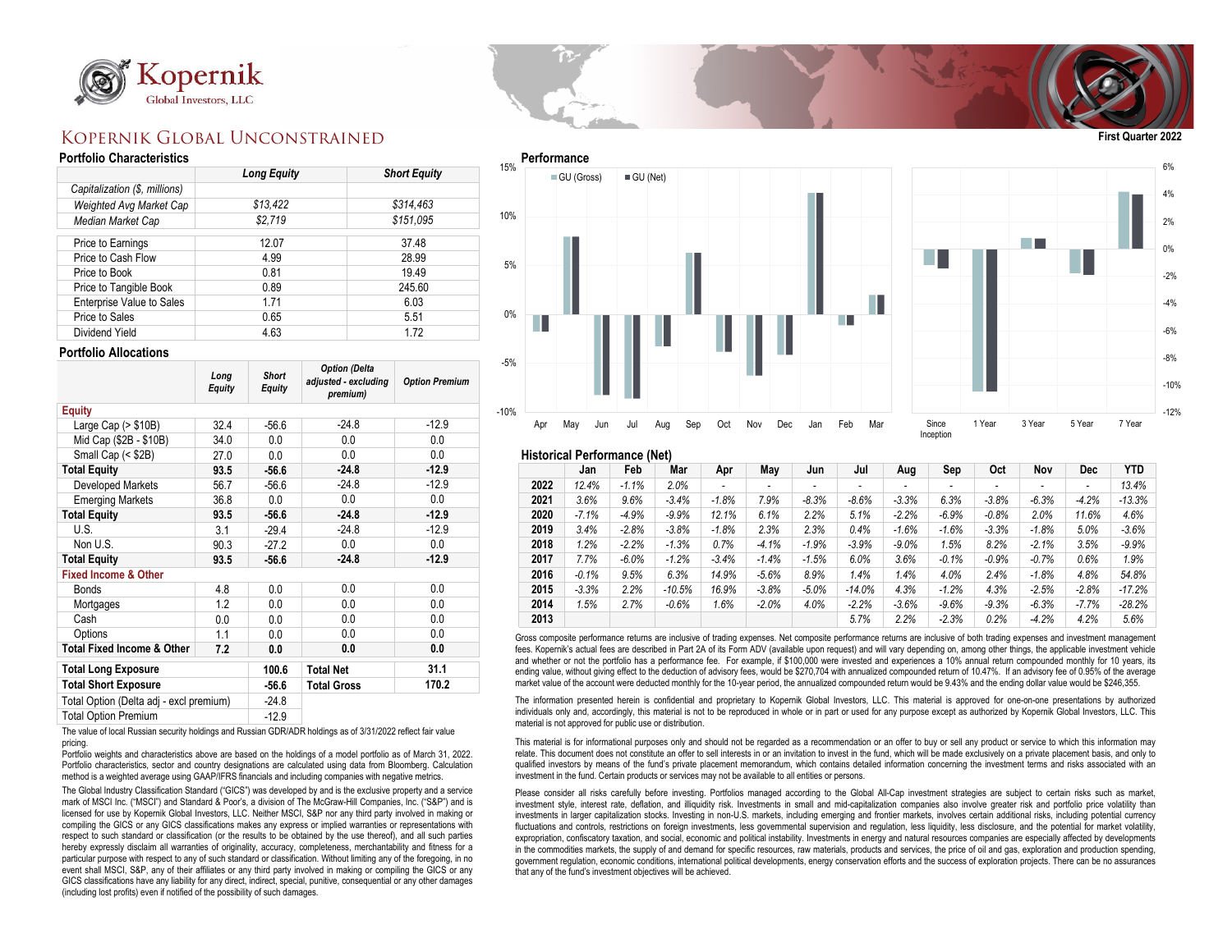# Kopernik Global Unconstrained

First Quarter 2022

## Portfolio Characteristics

| | Long Equity | Short Equity |
|---|---|---|
| *Capitalization ($, millions)* | | |
| *Weighted Avg Market Cap* | *$13,422* | *$314,463* |
| *Median Market Cap* | *$2,719* | *$151,095* |
| Price to Earnings | 12.07 | 37.48 |
| Price to Cash Flow | 4.99 | 28.99 |
| Price to Book | 0.81 | 19.49 |
| Price to Tangible Book | 0.89 | 245.60 |
| Enterprise Value to Sales | 1.71 | 6.03 |
| Price to Sales | 0.65 | 5.51 |
| Dividend Yield | 4.63 | 1.72 |

## Portfolio Allocations

| | Long Equity | Short Equity | Option (Delta adjusted - excluding premium) | Option Premium |
|---|---|---|---|---|
| **Equity** | | | | |
| Large Cap (> $10B) | 32.4 | -56.6 | -24.8 | -12.9 |
| Mid Cap ($2B - $10B) | 34.0 | 0.0 | 0.0 | 0.0 |
| Small Cap (< $2B) | 27.0 | 0.0 | 0.0 | 0.0 |
| **Total Equity** | **93.5** | **-56.6** | **-24.8** | **-12.9** |
| Developed Markets | 56.7 | -56.6 | -24.8 | -12.9 |
| Emerging Markets | 36.8 | 0.0 | 0.0 | 0.0 |
| **Total Equity** | **93.5** | **-56.6** | **-24.8** | **-12.9** |
| U.S. | 3.1 | -29.4 | -24.8 | -12.9 |
| Non U.S. | 90.3 | -27.2 | 0.0 | 0.0 |
| **Total Equity** | **93.5** | **-56.6** | **-24.8** | **-12.9** |
| **Fixed Income & Other** | | | | |
| Bonds | 4.8 | 0.0 | 0.0 | 0.0 |
| Mortgages | 1.2 | 0.0 | 0.0 | 0.0 |
| Cash | 0.0 | 0.0 | 0.0 | 0.0 |
| Options | 1.1 | 0.0 | 0.0 | 0.0 |
| **Total Fixed Income & Other** | **7.2** | **0.0** | **0.0** | **0.0** |

| | | | |
|---|---|---|---|
| **Total Long Exposure** | **100.6** | **Total Net** | **31.1** |
| **Total Short Exposure** | **-56.6** | **Total Gross** | **170.2** |
| Total Option (Delta adj - excl premium) | -24.8 | | |
| Total Option Premium | -12.9 | | |

The value of local Russian security holdings and Russian GDR/ADR holdings as of 3/31/2022 reflect fair value pricing.

Portfolio weights and characteristics above are based on the holdings of a model portfolio as of March 31, 2022. Portfolio characteristics, sector and country designations are calculated using data from Bloomberg. Calculation method is a weighted average using GAAP/IFRS financials and including companies with negative metrics.

The Global Industry Classification Standard ("GICS") was developed by and is the exclusive property and a service mark of MSCI Inc. ("MSCI") and Standard & Poor's, a division of The McGraw-Hill Companies, Inc. ("S&P") and is licensed for use by Kopernik Global Investors, LLC. Neither MSCI, S&P nor any third party involved in making or compiling the GICS or any GICS classifications makes any express or implied warranties or representations with respect to such standard or classification (or the results to be obtained by the use thereof), and all such parties hereby expressly disclaim all warranties of originality, accuracy, completeness, merchantability and fitness for a particular purpose with respect to any of such standard or classification. Without limiting any of the foregoing, in no event shall MSCI, S&P, any of their affiliates or any third party involved in making or compiling the GICS or any GICS classifications have any liability for any direct, indirect, special, punitive, consequential or any other damages (including lost profits) even if notified of the possibility of such damages.

## Performance

GU (Gross)
GU (Net)

15%
10%
5%
0%
-5%
-10%

Apr May Jun Jul Aug Sep Oct Nov Dec Jan Feb Mar

6%
4%
2%
0%
-2%
-4%
-6%
-8%
-10%
-12%

Since Inception
1 Year
3 Year
5 Year
7 Year

## Historical Performance (Net)

| | Jan | Feb | Mar | Apr | May | Jun | Jul | Aug | Sep | Oct | Nov | Dec | YTD |
|---|---|---|---|---|---|---|---|---|---|---|---|---|---|
| **2022** | 12.4% | -1.1% | 2.0% | - | - | - | - | - | - | - | - | - | 13.4% |
| **2021** | 3.6% | 9.6% | -3.4% | -1.8% | 7.9% | -8.3% | -8.6% | -3.3% | 6.3% | -3.8% | -6.3% | -4.2% | -13.3% |
| **2020** | -7.1% | -4.9% | -9.9% | 12.1% | 6.1% | 2.2% | 5.1% | -2.2% | -6.9% | -0.8% | 2.0% | 11.6% | 4.6% |
| **2019** | 3.4% | -2.8% | -3.8% | -1.8% | 2.3% | 2.3% | 0.4% | -1.6% | -1.6% | -3.3% | -1.8% | 5.0% | -3.6% |
| **2018** | 1.2% | -2.2% | -1.3% | 0.7% | -4.1% | -1.9% | -3.9% | -9.0% | 1.5% | 8.2% | -2.1% | 3.5% | -9.9% |
| **2017** | 7.7% | -6.0% | -1.2% | -3.4% | -1.4% | -1.5% | 6.0% | 3.6% | -0.1% | -0.9% | -0.7% | 0.6% | 1.9% |
| **2016** | -0.1% | 9.5% | 6.3% | 14.9% | -5.6% | 8.9% | 1.4% | 1.4% | 4.0% | 2.4% | -1.8% | 4.8% | 54.8% |
| **2015** | -3.3% | 2.2% | -10.5% | 16.9% | -3.8% | -5.0% | -14.0% | 4.3% | -1.2% | 4.3% | -2.5% | -2.8% | -17.2% |
| **2014** | 1.5% | 2.7% | -0.6% | 1.6% | -2.0% | 4.0% | -2.2% | -3.6% | -9.6% | -9.3% | -6.3% | -7.7% | -28.2% |
| **2013** | | | | | | | 5.7% | 2.2% | -2.3% | 0.2% | -4.2% | 4.2% | 5.6% |

Gross composite performance returns are inclusive of trading expenses. Net composite performance returns are inclusive of both trading expenses and investment management fees. Kopernik's actual fees are described in Part 2A of its Form ADV (available upon request) and will vary depending on, among other things, the applicable investment vehicle and whether or not the portfolio has a performance fee. For example, if $100,000 were invested and experiences a 10% annual return compounded monthly for 10 years, its ending value, without giving effect to the deduction of advisory fees, would be $270,704 with annualized compounded return of 10.47%. If an advisory fee of 0.95% of the average market value of the account were deducted monthly for the 10-year period, the annualized compounded return would be 9.43% and the ending dollar value would be $246,355.

The information presented herein is confidential and proprietary to Kopernik Global Investors, LLC. This material is approved for one-on-one presentations by authorized individuals only and, accordingly, this material is not to be reproduced in whole or in part or used for any purpose except as authorized by Kopernik Global Investors, LLC. This material is not approved for public use or distribution.

This material is for informational purposes only and should not be regarded as a recommendation or an offer to buy or sell any product or service to which this information may relate. This document does not constitute an offer to sell interests in or an invitation to invest in the fund, which will be made exclusively on a private placement basis, and only to qualified investors by means of the fund's private placement memorandum, which contains detailed information concerning the investment terms and risks associated with an investment in the fund. Certain products or services may not be available to all entities or persons.

Please consider all risks carefully before investing. Portfolios managed according to the Global All-Cap investment strategies are subject to certain risks such as market, investment style, interest rate, deflation, and illiquidity risk. Investments in small and mid-capitalization companies also involve greater risk and portfolio price volatility than investments in larger capitalization stocks. Investing in non-U.S. markets, including emerging and frontier markets, involves certain additional risks, including potential currency fluctuations and controls, restrictions on foreign investments, less governmental supervision and regulation, less liquidity, less disclosure, and the potential for market volatility, expropriation, confiscatory taxation, and social, economic and political instability. Investments in energy and natural resources companies are especially affected by developments in the commodities markets, the supply of and demand for specific resources, raw materials, products and services, the price of oil and gas, exploration and production spending, government regulation, economic conditions, international political developments, energy conservation efforts and the success of exploration projects. There can be no assurances that any of the fund's investment objectives will be achieved.